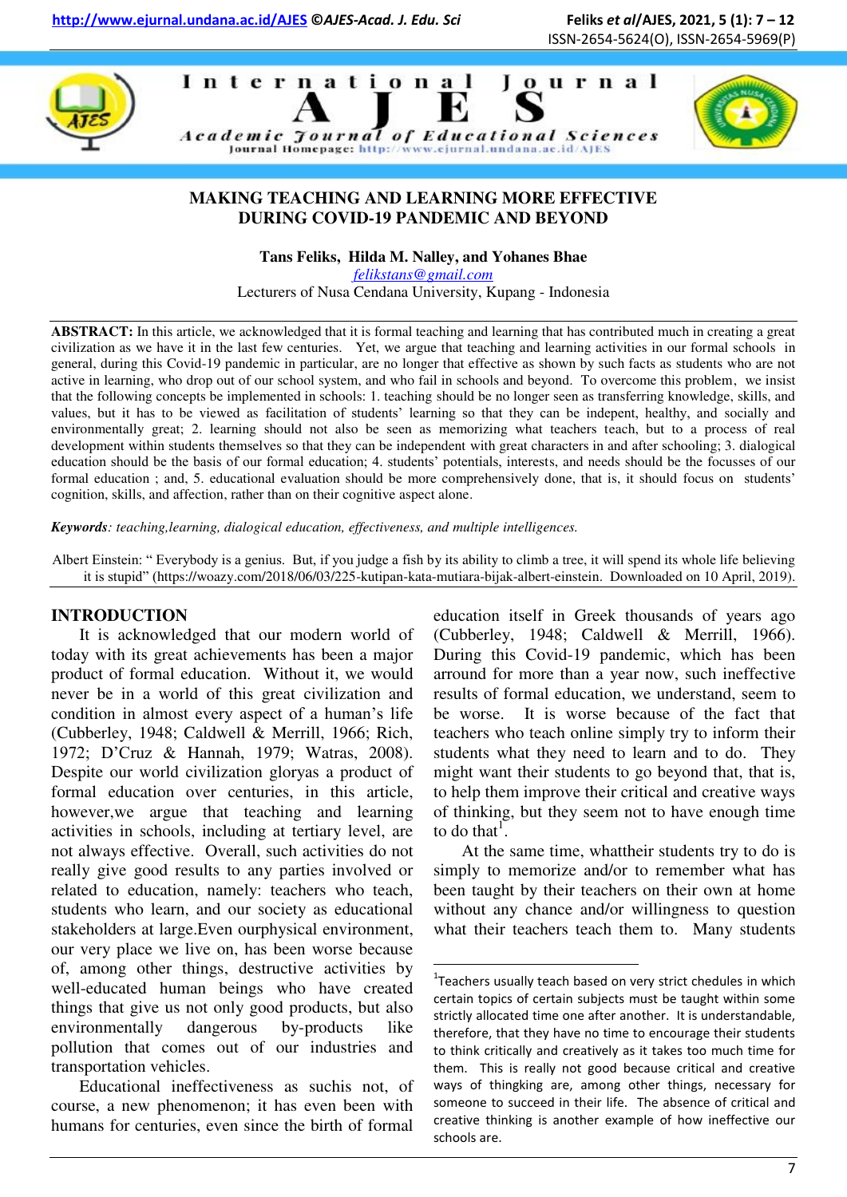# MAKING TEACHING AND LEARNING MORE EFFECTIVE DURING COVID-19 PANDEMIC AND BEYOND

**Tans Feliks, Hilda M. Nalley, and Yohanes Bhae**

*felikstans@gmail.com*

Lecturers of Nusa Cendana University, Kupang - Indonesia

**ABSTRACT:** In this article, we acknowledged that it is formal teaching and learning that has contributed much in creating a great civilization as we have it in the last few centuries. Yet, we argue that teaching and learning activities in our formal schools in general, during this Covid-19 pandemic in particular, are no longer that effective as shown by such facts as students who are not active in learning, who drop out of our school system, and who fail in schools and beyond. To overcome this problem, we insist that the following concepts be implemented in schools: 1. teaching should be no longer seen as transferring knowledge, skills, and values, but it has to be viewed as facilitation of students' learning so that they can be indepent, healthy, and socially and environmentally great; 2. learning should not also be seen as memorizing what teachers teach, but as a process of real development within students themselves so that they can be independent with great characters in and after schooling; 3. dialogical education should be the basis of our formal education; 4. students' potentials, interests, and needs should be the focusses of our formal education ; and, 5. educational evaluation should be more comprehensively done, that is, it should focus on students' cognition, skills, and affection, rather than on their cognitive aspect alone.

***Keywords**: teaching,learning, dialogical education, effectiveness, and multiple intelligences.*

Albert Einstein: " Everybody is a genius. But, if you judge a fish by its ability to climb a tree, it will spend its whole life believing it is stupid" (https://woazy.com/2018/06/03/225-kutipan-kata-mutiara-bijak-albert-einstein. Downloaded on 10 April, 2019).

## INTRODUCTION

It is acknowledged that our modern world of today with its great achievements has been a major product of formal education. Without it, we would never be in a world of this great civilization and condition in almost every aspect of a human's life (Cubberley, 1948; Caldwell & Merrill, 1966; Rich, 1972; D'Cruz & Hannah, 1979; Watras, 2008). Despite our world civilization gloryas a product of formal education over centuries, in this article, however,we argue that teaching and learning activities in schools, including at tertiary level, are not always effective. Overall, such activities do not really give good results to any parties involved or related to education, namely: teachers who teach, students who learn, and our society as educational stakeholders at large.Even ourphysical environment, our very place we live on, has been worse because of, among other things, destructive activities by well-educated human beings who have created things that give us not only good products, but also environmentally dangerous by-products like pollution that comes out of our industries and transportation vehicles.

Educational ineffectiveness as suchis not, of course, a new phenomenon; it has even been with humans for centuries, even since the birth of formal education itself in Greek thousands of years ago (Cubberley, 1948; Caldwell & Merrill, 1966). During this Covid-19 pandemic, which has been arround for more than a year now, such ineffective results of formal education, we understand, seem to be worse. It is worse because of the fact that teachers who teach online simply try to inform their students what they need to learn and to do. They might want their students to go beyond that, that is, to help them improve their critical and creative ways of thinking, but they seem not to have enough time to do that[1].

At the same time, whattheir students try to do is simply to memorize and/or to remember what has been taught by their teachers on their own at home without any chance and/or willingness to question what their teachers teach them to. Many students

---

[1]Teachers usually teach based on very strict chedules in which certain topics of certain subjects must be taught within some strictly allocated time one after another. It is understandable, therefore, that they have no time to encourage their students to think critically and creatively as it takes too much time for them. This is really not good because critical and creative ways of thingking are, among other things, necessary for someone to succeed in their life. The absence of critical and creative thinking is another example of how ineffective our schools are.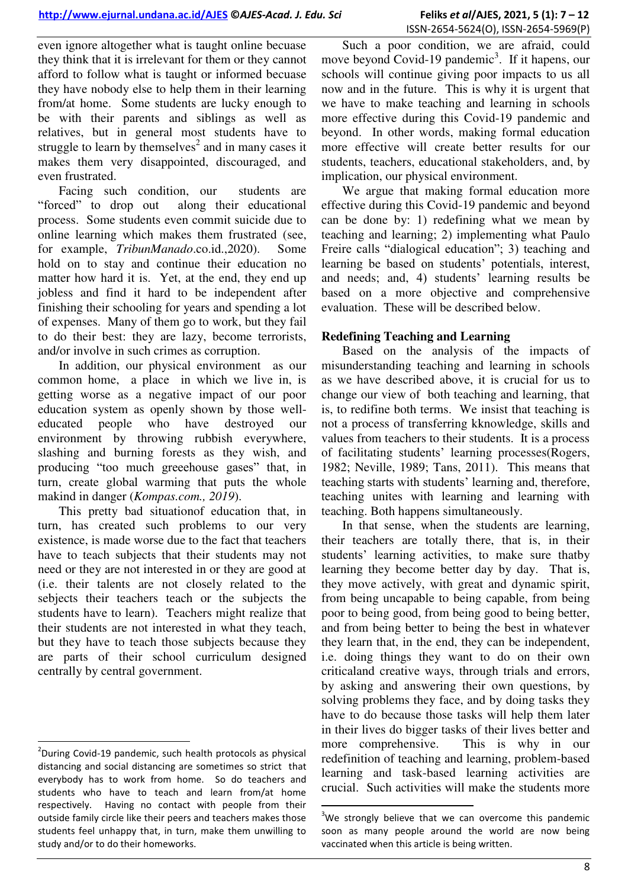even ignore altogether what is taught online becuase they think that it is irrelevant for them or they cannot afford to follow what is taught or informed becuase they have nobody else to help them in their learning from/at home. Some students are lucky enough to be with their parents and siblings as well as relatives, but in general most students have to struggle to learn by themselves[2] and in many cases it makes them very disappointed, discouraged, and even frustrated.

Facing such condition, our students are "forced" to drop out along their educational process. Some students even commit suicide due to online learning which makes them frustrated (see, for example, *TribunManado*.co.id.,2020). Some hold on to stay and continue their education no matter how hard it is. Yet, at the end, they end up jobless and find it hard to be independent after finishing their schooling for years and spending a lot of expenses. Many of them go to work, but they fail to do their best: they are lazy, become terrorists, and/or involve in such crimes as corruption.

In addition, our physical environment as our common home, a place in which we live in, is getting worse as a negative impact of our poor education system as openly shown by those well-educated people who have destroyed our environment by throwing rubbish everywhere, slashing and burning forests as they wish, and producing "too much greehouse gases" that, in turn, create global warming that puts the whole makind in danger (*Kompas.com., 2019*).

This pretty bad situationof education that, in turn, has created such problems to our very existence, is made worse due to the fact that teachers have to teach subjects that their students may not need or they are not interested in or they are good at (i.e. their talents are not closely related to the sebjects their teachers teach or the subjects the students have to learn). Teachers might realize that their students are not interested in what they teach, but they have to teach those subjects because they are parts of their school curriculum designed centrally by central government.

Such a poor condition, we are afraid, could move beyond Covid-19 pandemic[3]. If it happens, our schools will continue giving poor impacts to us all now and in the future. This is why it is urgent that we have to make teaching and learning in schools more effective during this Covid-19 pandemic and beyond. In other words, making formal education more effective will create better results for our students, teachers, educational stakeholders, and, by implication, our physical environment.

We argue that making formal education more effective during this Covid-19 pandemic and beyond can be done by: 1) redefining what we mean by teaching and learning; 2) implementing what Paulo Freire calls "dialogical education"; 3) teaching and learning be based on students' potentials, interest, and needs; and, 4) students' learning results be based on a more objective and comprehensive evaluation. These will be described below.

## Redefining Teaching and Learning

Based on the analysis of the impacts of misunderstanding teaching and learning in schools as we have described above, it is crucial for us to change our view of both teaching and learning, that is, to redifine both terms. We insist that teaching is not a process of transferring kknowledge, skills and values from teachers to their students. It is a process of facilitating students' learning processes(Rogers, 1982; Neville, 1989; Tans, 2011). This means that teaching starts with students' learning and, therefore, teaching unites with learning and learning with teaching. Both happens simultaneously.

In that sense, when the students are learning, their teachers are totally there, that is, in their students' learning activities, to make sure thatby learning they become better day by day. That is, they move actively, with great and dynamic spirit, from being uncapable to being capable, from being poor to being good, from being good to being better, and from being better to being the best in whatever they learn that, in the end, they can be independent, i.e. doing things they want to do on their own criticaland creative ways, through trials and errors, by asking and answering their own questions, by solving problems they face, and by doing tasks they have to do because those tasks will help them later in their lives do bigger tasks of their lives better and more comprehensive. This is why in our redefinition of teaching and learning, problem-based learning and task-based learning activities are crucial. Such activities will make the students more

---

[2] During Covid-19 pandemic, such health protocols as physical distancing and social distancing are sometimes so strict that everybody has to work from home. So do teachers and students who have to teach and learn from/at home respectively. Having no contact with people from their outside family circle like their peers and teachers makes those students feel unhappy that, in turn, make them unwilling to study and/or to do their homeworks.

[3] We strongly believe that we can overcome this pandemic soon as many people around the world are now being vaccinated when this article is being written.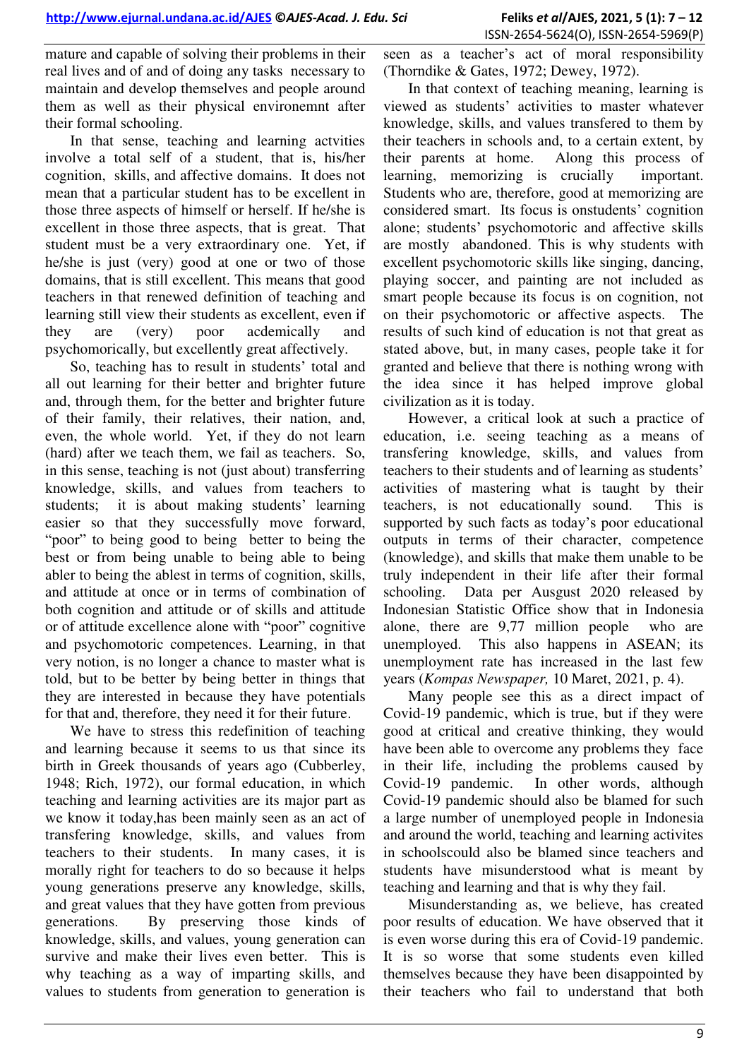mature and capable of solving their problems in their real lives and of and of doing any tasks necessary to maintain and develop themselves and people around them as well as their physical environemnt after their formal schooling.

In that sense, teaching and learning actvities involve a total self of a student, that is, his/her cognition, skills, and affective domains. It does not mean that a particular student has to be excellent in those three aspects of himself or herself. If he/she is excellent in those three aspects, that is great. That student must be a very extraordinary one. Yet, if he/she is just (very) good at one or two of those domains, that is still excellent. This means that good teachers in that renewed definition of teaching and learning still view their students as excellent, even if they are (very) poor acdemically and psychomorically, but excellently great affectively.

So, teaching has to result in students' total and all out learning for their better and brighter future and, through them, for the better and brighter future of their family, their relatives, their nation, and, even, the whole world. Yet, if they do not learn (hard) after we teach them, we fail as teachers. So, in this sense, teaching is not (just about) transferring knowledge, skills, and values from teachers to students; it is about making students' learning easier so that they successfully move forward, "poor" to being good to being better to being the best or from being unable to being able to being abler to being the ablest in terms of cognition, skills, and attitude at once or in terms of combination of both cognition and attitude or of skills and attitude or of attitude excellence alone with "poor" cognitive and psychomotoric competences. Learning, in that very notion, is no longer a chance to master what is told, but to be better by being better in things that they are interested in because they have potentials for that and, therefore, they need it for their future.

We have to stress this redefinition of teaching and learning because it seems to us that since its birth in Greek thousands of years ago (Cubberley, 1948; Rich, 1972), our formal education, in which teaching and learning activities are its major part as we know it today,has been mainly seen as an act of transfering knowledge, skills, and values from teachers to their students. In many cases, it is morally right for teachers to do so because it helps young generations preserve any knowledge, skills, and great values that they have gotten from previous generations. By preserving those kinds of knowledge, skills, and values, young generation can survive and make their lives even better. This is why teaching as a way of imparting skills, and values to students from generation to generation is seen as a teacher's act of moral responsibility (Thorndike & Gates, 1972; Dewey, 1972).

In that context of teaching meaning, learning is viewed as students' activities to master whatever knowledge, skills, and values transfered to them by their teachers in schools and, to a certain extent, by their parents at home. Along this process of learning, memorizing is crucially important. Students who are, therefore, good at memorizing are considered smart. Its focus is onstudents' cognition alone; students' psychomotoric and affective skills are mostly abandoned. This is why students with excellent psychomotoric skills like singing, dancing, playing soccer, and painting are not included as smart people because its focus is on cognition, not on their psychomotoric or affective aspects. The results of such kind of education is not that great as stated above, but, in many cases, people take it for granted and believe that there is nothing wrong with the idea since it has helped improve global civilization as it is today.

However, a critical look at such a practice of education, i.e. seeing teaching as a means of transfering knowledge, skills, and values from teachers to their students and of learning as students' activities of mastering what is taught by their teachers, is not educationally sound. This is supported by such facts as today's poor educational outputs in terms of their character, competence (knowledge), and skills that make them unable to be truly independent in their life after their formal schooling. Data per Ausgust 2020 released by Indonesian Statistic Office show that in Indonesia alone, there are 9,77 million people who are unemployed. This also happens in ASEAN; its unemployment rate has increased in the last few years (*Kompas Newspaper,* 10 Maret, 2021, p. 4).

Many people see this as a direct impact of Covid-19 pandemic, which is true, but if they were good at critical and creative thinking, they would have been able to overcome any problems they face in their life, including the problems caused by Covid-19 pandemic. In other words, although Covid-19 pandemic should also be blamed for such a large number of unemployed people in Indonesia and around the world, teaching and learning activites in schoolscould also be blamed since teachers and students have misunderstood what is meant by teaching and learning and that is why they fail.

Misunderstanding as, we believe, has created poor results of education. We have observed that it is even worse during this era of Covid-19 pandemic. It is so worse that some students even killed themselves because they have been disappointed by their teachers who fail to understand that both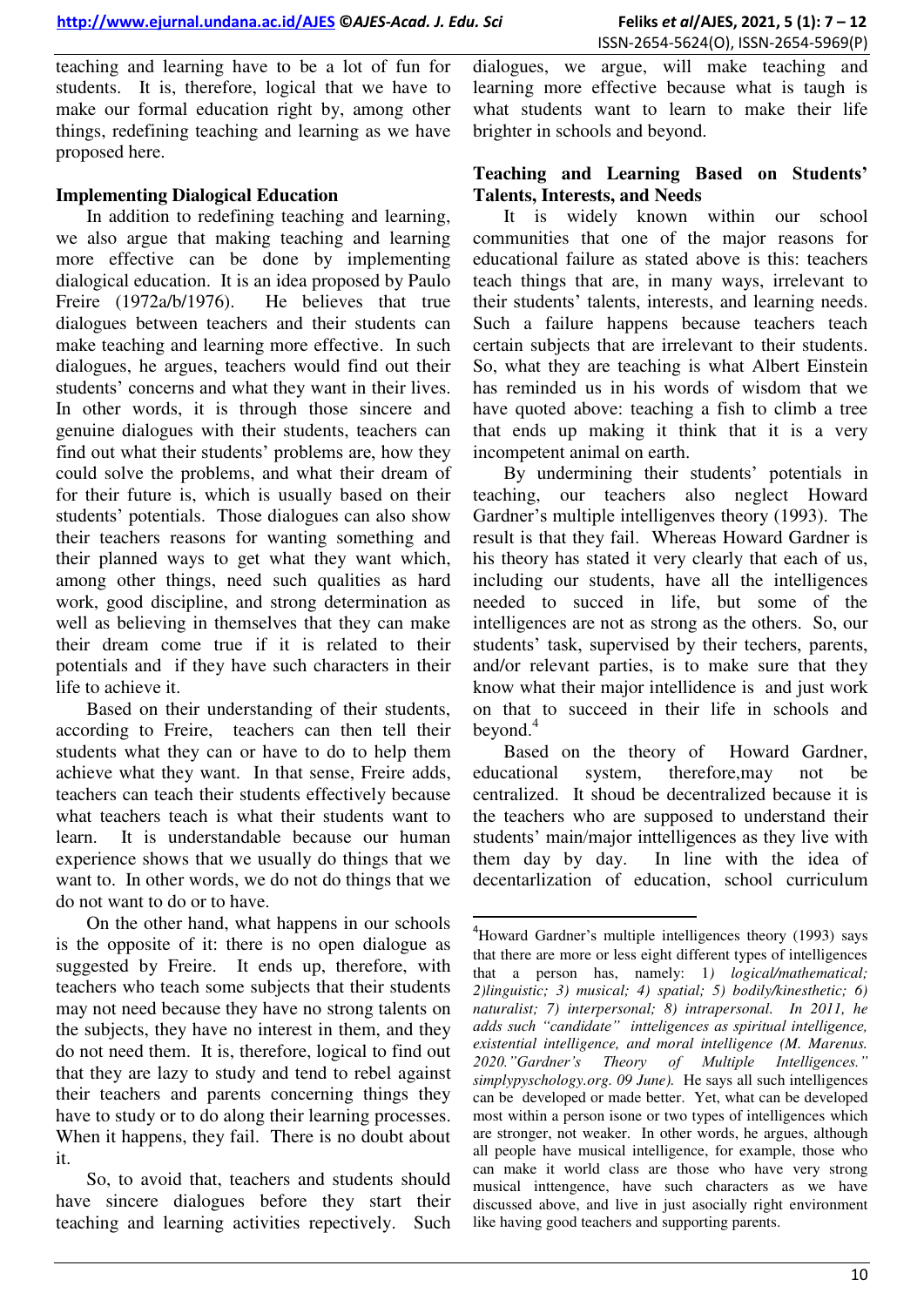teaching and learning have to be a lot of fun for students. It is, therefore, logical that we have to make our formal education right by, among other things, redefining teaching and learning as we have proposed here.

## Implementing Dialogical Education

In addition to redefining teaching and learning, we also argue that making teaching and learning more effective can be done by implementing dialogical education. It is an idea proposed by Paulo Freire (1972a/b/1976). He believes that true dialogues between teachers and their students can make teaching and learning more effective. In such dialogues, he argues, teachers would find out their students' concerns and what they want in their lives. In other words, it is through those sincere and genuine dialogues with their students, teachers can find out what their students' problems are, how they could solve the problems, and what their dream of for their future is, which is usually based on their students' potentials. Those dialogues can also show their teachers reasons for wanting something and their planned ways to get what they want which, among other things, need such qualities as hard work, good discipline, and strong determination as well as believing in themselves that they can make their dream come true if it is related to their potentials and if they have such characters in their life to achieve it.

Based on their understanding of their students, according to Freire, teachers can then tell their students what they can or have to do to help them achieve what they want. In that sense, Freire adds, teachers can teach their students effectively because what teachers teach is what their students want to learn. It is understandable because our human experience shows that we usually do things that we want to. In other words, we do not do things that we do not want to do or to have.

On the other hand, what happens in our schools is the opposite of it: there is no open dialogue as suggested by Freire. It ends up, therefore, with teachers who teach some subjects that their students may not need because they have no strong talents on the subjects, they have no interest in them, and they do not need them. It is, therefore, logical to find out that they are lazy to study and tend to rebel against their teachers and parents concerning things they have to study or to do along their learning processes. When it happens, they fail. There is no doubt about it.

So, to avoid that, teachers and students should have sincere dialogues before they start their teaching and learning activities repectively. Such dialogues, we argue, will make teaching and learning more effective because what is taugh is what students want to learn to make their life brighter in schools and beyond.

## Teaching and Learning Based on Students' Talents, Interests, and Needs

It is widely known within our school communities that one of the major reasons for educational failure as stated above is this: teachers teach things that are, in many ways, irrelevant to their students' talents, interests, and learning needs. Such a failure happens because teachers teach certain subjects that are irrelevant to their students. So, what they are teaching is what Albert Einstein has reminded us in his words of wisdom that we have quoted above: teaching a fish to climb a tree that ends up making it think that it is a very incompetent animal on earth.

By undermining their students' potentials in teaching, our teachers also neglect Howard Gardner's multiple intelligenves theory (1993). The result is that they fail. Whereas Howard Gardner is his theory has stated it very clearly that each of us, including our students, have all the intelligences needed to succed in life, but some of the intelligences are not as strong as the others. So, our students' task, supervised by their techers, parents, and/or relevant parties, is to make sure that they know what their major intellidence is and just work on that to succeed in their life in schools and beyond.[4]

Based on the theory of Howard Gardner, educational system, therefore,may not be centralized. It shoud be decentralized because it is the teachers who are supposed to understand their students' main/major inttelligences as they live with them day by day. In line with the idea of decentarlization of education, school curriculum

---

[4]Howard Gardner's multiple intelligences theory (1993) says that there are more or less eight different types of intelligences that a person has, namely: 1*) logical/mathematical; 2)linguistic; 3) musical; 4) spatial; 5) bodily/kinesthetic; 6) naturalist; 7) interpersonal; 8) intrapersonal. In 2011, he adds such "candidate" intteligences as spiritual intelligence, existential intelligence, and moral intelligence (M. Marenus. 2020."Gardner's Theory of Multiple Intelligences." simplypyschology.org. 09 June).* He says all such intelligences can be developed or made better. Yet, what can be developed most within a person isone or two types of intelligences which are stronger, not weaker. In other words, he argues, although all people have musical intelligence, for example, those who can make it world class are those who have very strong musical inttengence, have such characters as we have discussed above, and live in just asocially right environment like having good teachers and supporting parents.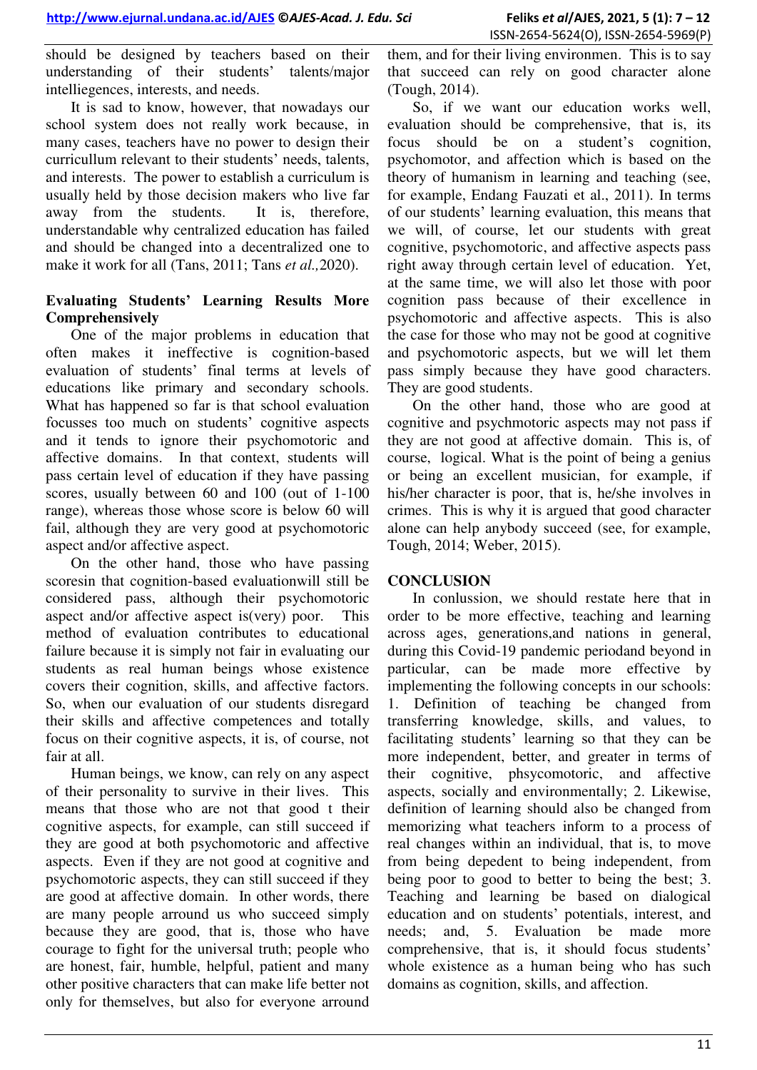should be designed by teachers based on their understanding of their students' talents/major intelliegences, interests, and needs.

It is sad to know, however, that nowadays our school system does not really work because, in many cases, teachers have no power to design their curricullum relevant to their students' needs, talents, and interests. The power to establish a curriculum is usually held by those decision makers who live far away from the students. It is, therefore, understandable why centralized education has failed and should be changed into a decentralized one to make it work for all (Tans, 2011; Tans *et al.,*2020).

## Evaluating Students' Learning Results More Comprehensively

One of the major problems in education that often makes it ineffective is cognition-based evaluation of students' final terms at levels of educations like primary and secondary schools. What has happened so far is that school evaluation focusses too much on students' cognitive aspects and it tends to ignore their psychomotoric and affective domains. In that context, students will pass certain level of education if they have passing scores, usually between 60 and 100 (out of 1-100 range), whereas those whose score is below 60 will fail, although they are very good at psychomotoric aspect and/or affective aspect.

On the other hand, those who have passing scoresin that cognition-based evaluationwill still be considered pass, although their psychomotoric aspect and/or affective aspect is(very) poor. This method of evaluation contributes to educational failure because it is simply not fair in evaluating our students as real human beings whose existence covers their cognition, skills, and affective factors. So, when our evaluation of our students disregard their skills and affective competences and totally focus on their cognitive aspects, it is, of course, not fair at all.

Human beings, we know, can rely on any aspect of their personality to survive in their lives. This means that those who are not that good t their cognitive aspects, for example, can still succeed if they are good at both psychomotoric and affective aspects. Even if they are not good at cognitive and psychomotoric aspects, they can still succeed if they are good at affective domain. In other words, there are many people arround us who succeed simply because they are good, that is, those who have courage to fight for the universal truth; people who are honest, fair, humble, helpful, patient and many other positive characters that can make life better not only for themselves, but also for everyone arround them, and for their living environmen. This is to say that succeed can rely on good character alone (Tough, 2014).

So, if we want our education works well, evaluation should be comprehensive, that is, its focus should be on a student's cognition, psychomotor, and affection which is based on the theory of humanism in learning and teaching (see, for example, Endang Fauzati et al., 2011). In terms of our students' learning evaluation, this means that we will, of course, let our students with great cognitive, psychomotoric, and affective aspects pass right away through certain level of education. Yet, at the same time, we will also let those with poor cognition pass because of their excellence in psychomotoric and affective aspects. This is also the case for those who may not be good at cognitive and psychomotoric aspects, but we will let them pass simply because they have good characters. They are good students.

On the other hand, those who are good at cognitive and psychmotoric aspects may not pass if they are not good at affective domain. This is, of course, logical. What is the point of being a genius or being an excellent musician, for example, if his/her character is poor, that is, he/she involves in crimes. This is why it is argued that good character alone can help anybody succeed (see, for example, Tough, 2014; Weber, 2015).

## CONCLUSION

In conlussion, we should restate here that in order to be more effective, teaching and learning across ages, generations,and nations in general, during this Covid-19 pandemic periodand beyond in particular, can be made more effective by implementing the following concepts in our schools: 1. Definition of teaching be changed from transferring knowledge, skills, and values, to facilitating students' learning so that they can be more independent, better, and greater in terms of their cognitive, phsycomotoric, and affective aspects, socially and environmentally; 2. Likewise, definition of learning should also be changed from memorizing what teachers inform to a process of real changes within an individual, that is, to move from being depedent to being independent, from being poor to good to better to being the best; 3. Teaching and learning be based on dialogical education and on students' potentials, interest, and needs; and, 5. Evaluation be made more comprehensive, that is, it should focus students' whole existence as a human being who has such domains as cognition, skills, and affection.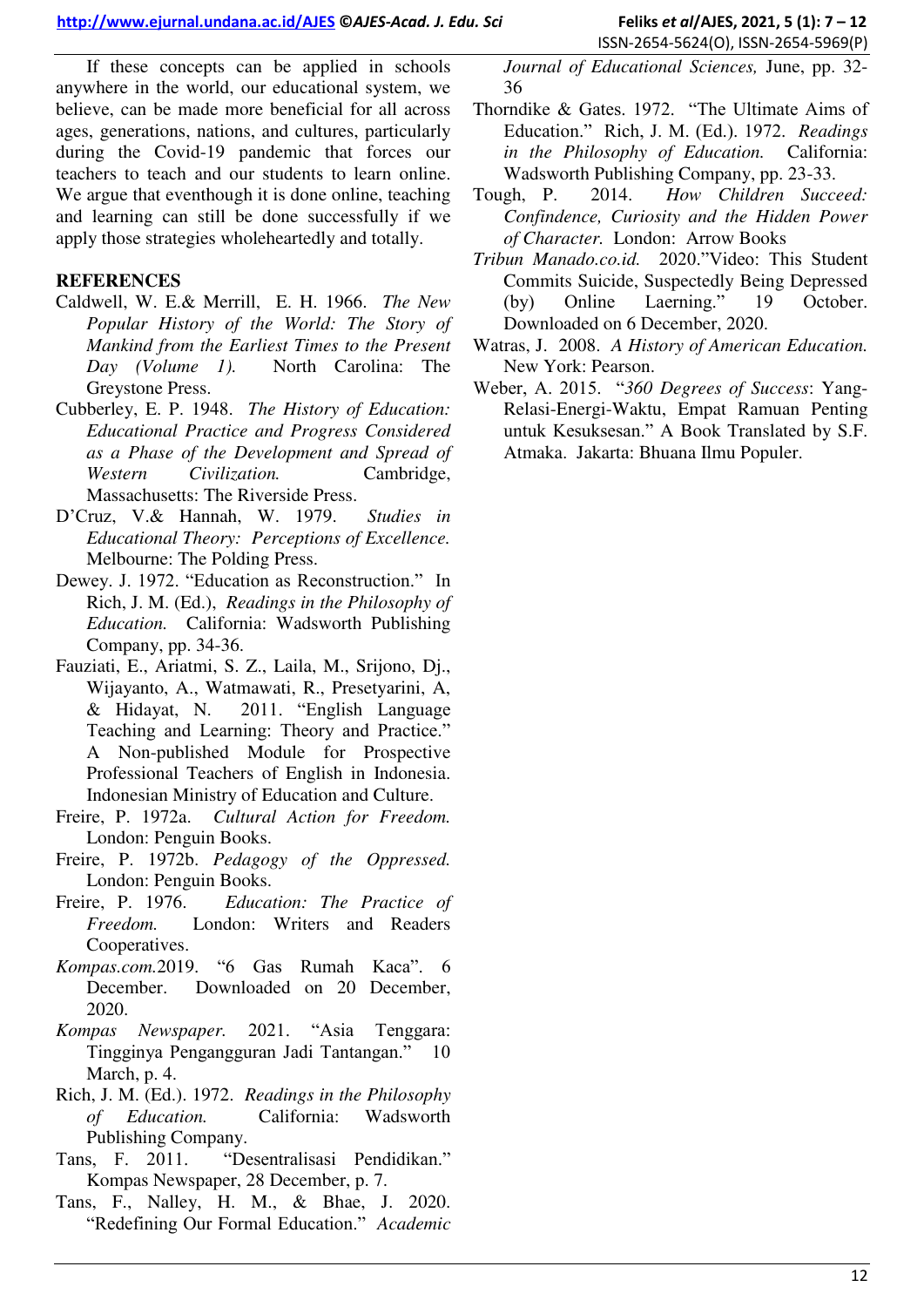If these concepts can be applied in schools anywhere in the world, our educational system, we believe, can be made more beneficial for all across ages, generations, nations, and cultures, particularly during the Covid-19 pandemic that forces our teachers to teach and our students to learn online. We argue that eventhough it is done online, teaching and learning can still be done successfully if we apply those strategies wholeheartedly and totally.

## REFERENCES

Caldwell, W. E.& Merrill, E. H. 1966. *The New Popular History of the World: The Story of Mankind from the Earliest Times to the Present Day (Volume 1).* North Carolina: The Greystone Press.

Cubberley, E. P. 1948. *The History of Education: Educational Practice and Progress Considered as a Phase of the Development and Spread of Western Civilization.* Cambridge, Massachusetts: The Riverside Press.

D'Cruz, V.& Hannah, W. 1979. *Studies in Educational Theory: Perceptions of Excellence.* Melbourne: The Polding Press.

Dewey. J. 1972. "Education as Reconstruction." In Rich, J. M. (Ed.), *Readings in the Philosophy of Education.* California: Wadsworth Publishing Company, pp. 34-36.

Fauziati, E., Ariatmi, S. Z., Laila, M., Srijono, Dj., Wijayanto, A., Watmawati, R., Presetyarini, A, & Hidayat, N. 2011. "English Language Teaching and Learning: Theory and Practice." A Non-published Module for Prospective Professional Teachers of English in Indonesia. Indonesian Ministry of Education and Culture.

Freire, P. 1972a. *Cultural Action for Freedom.* London: Penguin Books.

Freire, P. 1972b. *Pedagogy of the Oppressed.* London: Penguin Books.

Freire, P. 1976. *Education: The Practice of Freedom.* London: Writers and Readers Cooperatives.

*Kompas.com.*2019. "6 Gas Rumah Kaca". 6 December. Downloaded on 20 December, 2020.

*Kompas Newspaper.* 2021. "Asia Tenggara: Tingginya Pengangguran Jadi Tantangan." 10 March, p. 4.

Rich, J. M. (Ed.). 1972. *Readings in the Philosophy of Education.* California: Wadsworth Publishing Company.

Tans, F. 2011. "Desentralisasi Pendidikan." Kompas Newspaper, 28 December, p. 7.

Tans, F., Nalley, H. M., & Bhae, J. 2020. "Redefining Our Formal Education." *Academic Journal of Educational Sciences,* June, pp. 32-36

Thorndike & Gates. 1972. "The Ultimate Aims of Education." Rich, J. M. (Ed.). 1972. *Readings in the Philosophy of Education.* California: Wadsworth Publishing Company, pp. 23-33.

Tough, P. 2014. *How Children Succeed: Confindence, Curiosity and the Hidden Power of Character.* London: Arrow Books

*Tribun Manado.co.id.* 2020."Video: This Student Commits Suicide, Suspectedly Being Depressed (by) Online Laerning." 19 October. Downloaded on 6 December, 2020.

Watras, J. 2008. *A History of American Education.* New York: Pearson.

Weber, A. 2015. "*360 Degrees of Success*: Yang-Relasi-Energi-Waktu, Empat Ramuan Penting untuk Kesuksesan." A Book Translated by S.F. Atmaka. Jakarta: Bhuana Ilmu Populer.